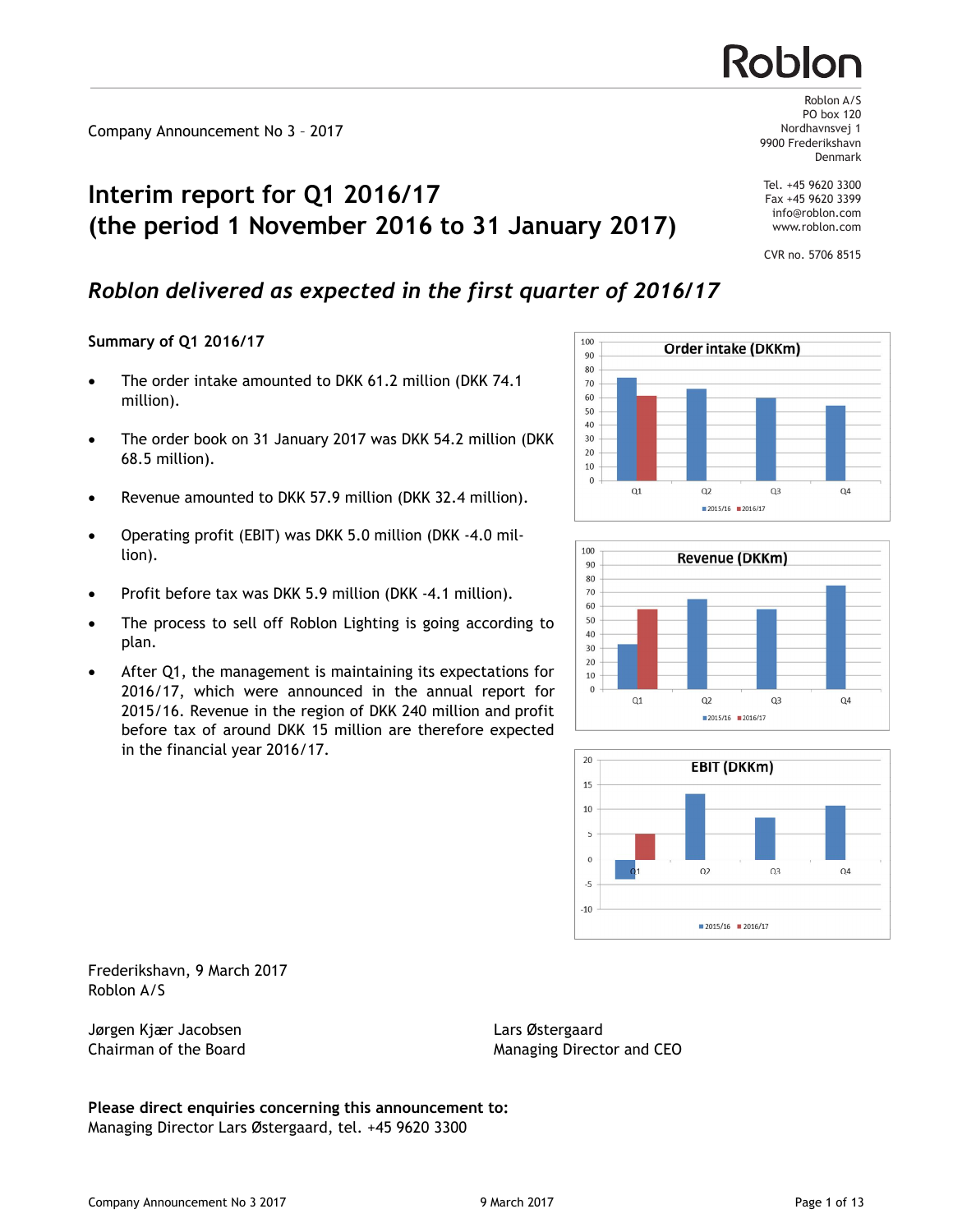Roblon

Company Announcement No 3 – 2017

Roblon A/S
PO box 120
Nordhavnsvej 1
9900 Frederikshavn
Denmark

Tel. +45 9620 3300
Fax +45 9620 3399
info@roblon.com
www.roblon.com

CVR no. 5706 8515

# Interim report for Q1 2016/17 (the period 1 November 2016 to 31 January 2017)

## *Roblon delivered as expected in the first quarter of 2016/17*

**Summary of Q1 2016/17**

- The order intake amounted to DKK 61.2 million (DKK 74.1 million).
- The order book on 31 January 2017 was DKK 54.2 million (DKK 68.5 million).
- Revenue amounted to DKK 57.9 million (DKK 32.4 million).
- Operating profit (EBIT) was DKK 5.0 million (DKK -4.0 million).
- Profit before tax was DKK 5.9 million (DKK -4.1 million).
- The process to sell off Roblon Lighting is going according to plan.
- After Q1, the management is maintaining its expectations for 2016/17, which were announced in the annual report for 2015/16. Revenue in the region of DKK 240 million and profit before tax of around DKK 15 million are therefore expected in the financial year 2016/17.

Frederikshavn, 9 March 2017
Roblon A/S

Jørgen Kjær Jacobsen
Chairman of the Board

Lars Østergaard
Managing Director and CEO

**Please direct enquiries concerning this announcement to:**
Managing Director Lars Østergaard, tel. +45 9620 3300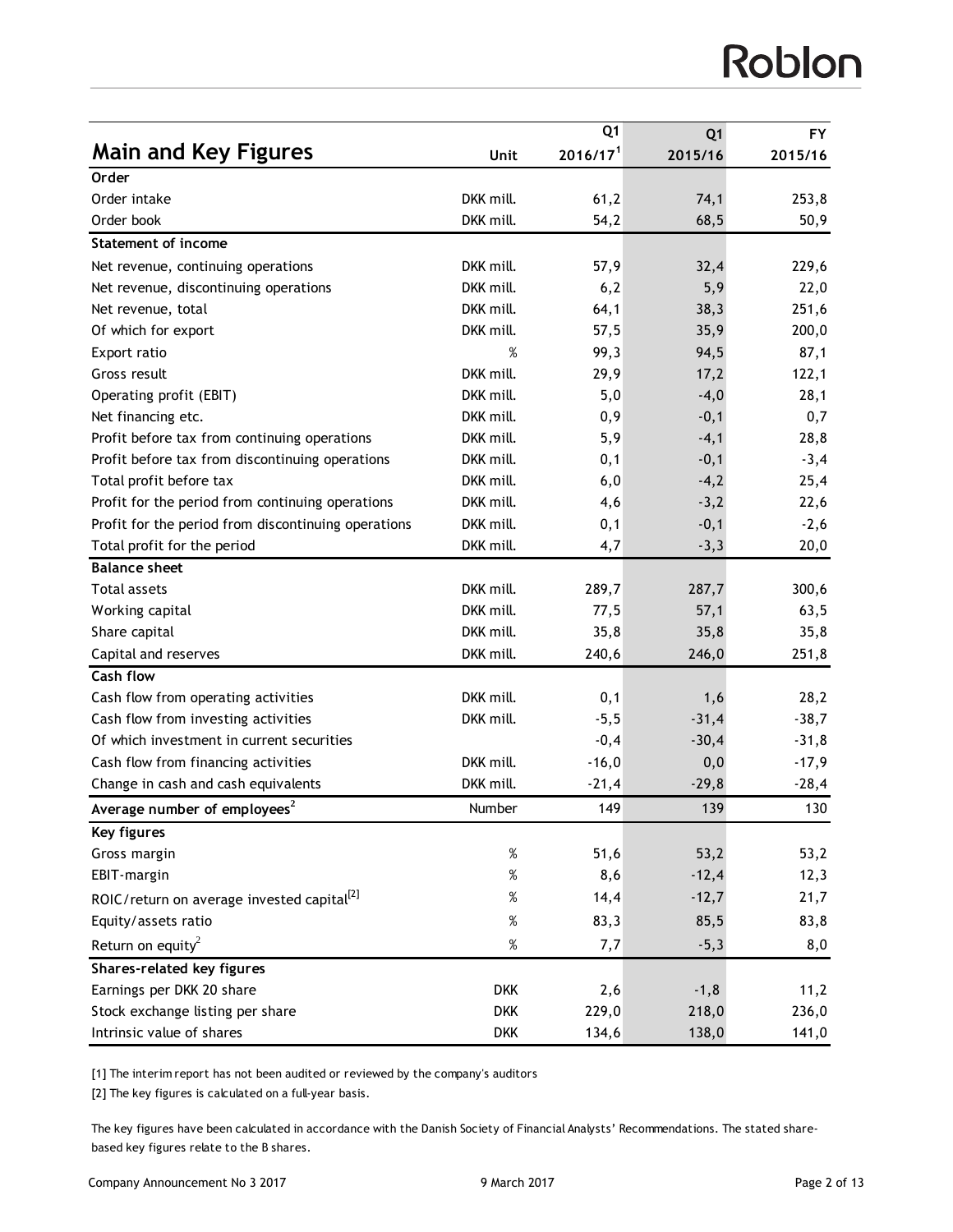## Main and Key Figures

| | Unit | Q1 2016/17[1] | Q1 2015/16 | FY 2015/16 |
|---|---|---|---|---|
| **Order** | | | | |
| Order intake | DKK mill. | 61,2 | 74,1 | 253,8 |
| Order book | DKK mill. | 54,2 | 68,5 | 50,9 |
| **Statement of income** | | | | |
| Net revenue, continuing operations | DKK mill. | 57,9 | 32,4 | 229,6 |
| Net revenue, discontinuing operations | DKK mill. | 6,2 | 5,9 | 22,0 |
| Net revenue, total | DKK mill. | 64,1 | 38,3 | 251,6 |
| Of which for export | DKK mill. | 57,5 | 35,9 | 200,0 |
| Export ratio | % | 99,3 | 94,5 | 87,1 |
| Gross result | DKK mill. | 29,9 | 17,2 | 122,1 |
| Operating profit (EBIT) | DKK mill. | 5,0 | -4,0 | 28,1 |
| Net financing etc. | DKK mill. | 0,9 | -0,1 | 0,7 |
| Profit before tax from continuing operations | DKK mill. | 5,9 | -4,1 | 28,8 |
| Profit before tax from discontinuing operations | DKK mill. | 0,1 | -0,1 | -3,4 |
| Total profit before tax | DKK mill. | 6,0 | -4,2 | 25,4 |
| Profit for the period from continuing operations | DKK mill. | 4,6 | -3,2 | 22,6 |
| Profit for the period from discontinuing operations | DKK mill. | 0,1 | -0,1 | -2,6 |
| Total profit for the period | DKK mill. | 4,7 | -3,3 | 20,0 |
| **Balance sheet** | | | | |
| Total assets | DKK mill. | 289,7 | 287,7 | 300,6 |
| Working capital | DKK mill. | 77,5 | 57,1 | 63,5 |
| Share capital | DKK mill. | 35,8 | 35,8 | 35,8 |
| Capital and reserves | DKK mill. | 240,6 | 246,0 | 251,8 |
| **Cash flow** | | | | |
| Cash flow from operating activities | DKK mill. | 0,1 | 1,6 | 28,2 |
| Cash flow from investing activities | DKK mill. | -5,5 | -31,4 | -38,7 |
| Of which investment in current securities | | -0,4 | -30,4 | -31,8 |
| Cash flow from financing activities | DKK mill. | -16,0 | 0,0 | -17,9 |
| Change in cash and cash equivalents | DKK mill. | -21,4 | -29,8 | -28,4 |
| **Average number of employees[2]** | Number | 149 | 139 | 130 |
| **Key figures** | | | | |
| Gross margin | % | 51,6 | 53,2 | 53,2 |
| EBIT-margin | % | 8,6 | -12,4 | 12,3 |
| ROIC/return on average invested capital[2] | % | 14,4 | -12,7 | 21,7 |
| Equity/assets ratio | % | 83,3 | 85,5 | 83,8 |
| Return on equity[2] | % | 7,7 | -5,3 | 8,0 |
| **Shares-related key figures** | | | | |
| Earnings per DKK 20 share | DKK | 2,6 | -1,8 | 11,2 |
| Stock exchange listing per share | DKK | 229,0 | 218,0 | 236,0 |
| Intrinsic value of shares | DKK | 134,6 | 138,0 | 141,0 |

[1] The interim report has not been audited or reviewed by the company's auditors

[2] The key figures is calculated on a full-year basis.

The key figures have been calculated in accordance with the Danish Society of Financial Analysts' Recommendations. The stated share-based key figures relate to the B shares.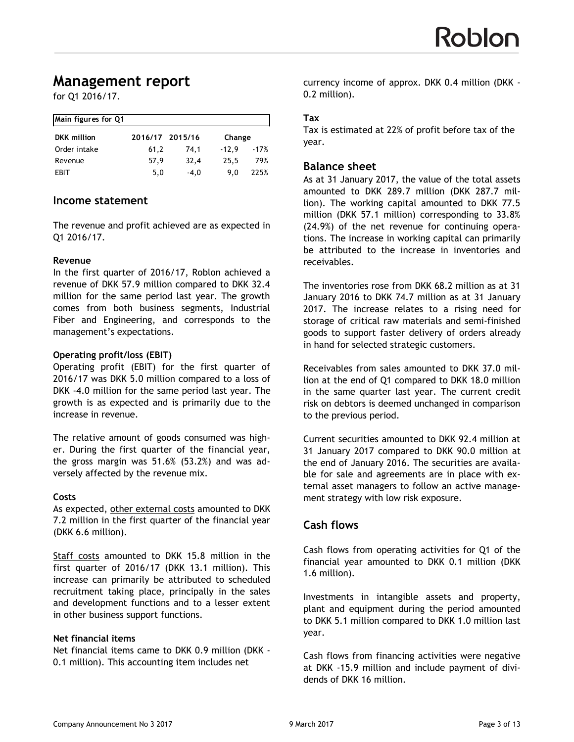# Management report

for Q1 2016/17.

| Main figures for Q1 | | | | |
|---|---|---|---|---|
| **DKK million** | **2016/17** | **2015/16** | **Change** | |
| Order intake | 61,2 | 74,1 | -12,9 | -17% |
| Revenue | 57,9 | 32,4 | 25,5 | 79% |
| EBIT | 5,0 | -4,0 | 9,0 | 225% |

## Income statement

The revenue and profit achieved are as expected in Q1 2016/17.

**Revenue**

In the first quarter of 2016/17, Roblon achieved a revenue of DKK 57.9 million compared to DKK 32.4 million for the same period last year. The growth comes from both business segments, Industrial Fiber and Engineering, and corresponds to the management's expectations.

**Operating profit/loss (EBIT)**

Operating profit (EBIT) for the first quarter of 2016/17 was DKK 5.0 million compared to a loss of DKK -4.0 million for the same period last year. The growth is as expected and is primarily due to the increase in revenue.

The relative amount of goods consumed was higher. During the first quarter of the financial year, the gross margin was 51.6% (53.2%) and was adversely affected by the revenue mix.

**Costs**

As expected, other external costs amounted to DKK 7.2 million in the first quarter of the financial year (DKK 6.6 million).

Staff costs amounted to DKK 15.8 million in the first quarter of 2016/17 (DKK 13.1 million). This increase can primarily be attributed to scheduled recruitment taking place, principally in the sales and development functions and to a lesser extent in other business support functions.

**Net financial items**

Net financial items came to DKK 0.9 million (DKK -0.1 million). This accounting item includes net currency income of approx. DKK 0.4 million (DKK -0.2 million).

**Tax**

Tax is estimated at 22% of profit before tax of the year.

## Balance sheet

As at 31 January 2017, the value of the total assets amounted to DKK 289.7 million (DKK 287.7 million). The working capital amounted to DKK 77.5 million (DKK 57.1 million) corresponding to 33.8% (24.9%) of the net revenue for continuing operations. The increase in working capital can primarily be attributed to the increase in inventories and receivables.

The inventories rose from DKK 68.2 million as at 31 January 2016 to DKK 74.7 million as at 31 January 2017. The increase relates to a rising need for storage of critical raw materials and semi-finished goods to support faster delivery of orders already in hand for selected strategic customers.

Receivables from sales amounted to DKK 37.0 million at the end of Q1 compared to DKK 18.0 million in the same quarter last year. The current credit risk on debtors is deemed unchanged in comparison to the previous period.

Current securities amounted to DKK 92.4 million at 31 January 2017 compared to DKK 90.0 million at the end of January 2016. The securities are available for sale and agreements are in place with external asset managers to follow an active management strategy with low risk exposure.

## Cash flows

Cash flows from operating activities for Q1 of the financial year amounted to DKK 0.1 million (DKK 1.6 million).

Investments in intangible assets and property, plant and equipment during the period amounted to DKK 5.1 million compared to DKK 1.0 million last year.

Cash flows from financing activities were negative at DKK -15.9 million and include payment of dividends of DKK 16 million.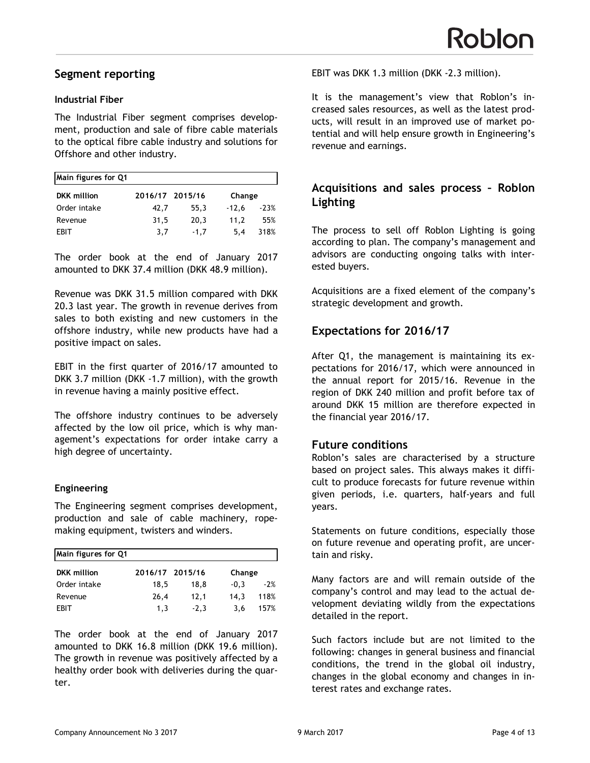## Segment reporting

### Industrial Fiber

The Industrial Fiber segment comprises development, production and sale of fibre cable materials to the optical fibre cable industry and solutions for Offshore and other industry.

| Main figures for Q1 | | | | |
|---|---|---|---|---|
| **DKK million** | **2016/17** | **2015/16** | **Change** | |
| Order intake | 42,7 | 55,3 | -12,6 | -23% |
| Revenue | 31,5 | 20,3 | 11,2 | 55% |
| EBIT | 3,7 | -1,7 | 5,4 | 318% |

The order book at the end of January 2017 amounted to DKK 37.4 million (DKK 48.9 million).

Revenue was DKK 31.5 million compared with DKK 20.3 last year. The growth in revenue derives from sales to both existing and new customers in the offshore industry, while new products have had a positive impact on sales.

EBIT in the first quarter of 2016/17 amounted to DKK 3.7 million (DKK -1.7 million), with the growth in revenue having a mainly positive effect.

The offshore industry continues to be adversely affected by the low oil price, which is why management's expectations for order intake carry a high degree of uncertainty.

### Engineering

The Engineering segment comprises development, production and sale of cable machinery, rope-making equipment, twisters and winders.

| Main figures for Q1 | | | | |
|---|---|---|---|---|
| **DKK million** | **2016/17** | **2015/16** | **Change** | |
| Order intake | 18,5 | 18,8 | -0,3 | -2% |
| Revenue | 26,4 | 12,1 | 14,3 | 118% |
| EBIT | 1,3 | -2,3 | 3,6 | 157% |

The order book at the end of January 2017 amounted to DKK 16.8 million (DKK 19.6 million). The growth in revenue was positively affected by a healthy order book with deliveries during the quarter.

EBIT was DKK 1.3 million (DKK -2.3 million).

It is the management's view that Roblon's increased sales resources, as well as the latest products, will result in an improved use of market potential and will help ensure growth in Engineering's revenue and earnings.

## Acquisitions and sales process – Roblon Lighting

The process to sell off Roblon Lighting is going according to plan. The company's management and advisors are conducting ongoing talks with interested buyers.

Acquisitions are a fixed element of the company's strategic development and growth.

## Expectations for 2016/17

After Q1, the management is maintaining its expectations for 2016/17, which were announced in the annual report for 2015/16. Revenue in the region of DKK 240 million and profit before tax of around DKK 15 million are therefore expected in the financial year 2016/17.

## Future conditions

Roblon's sales are characterised by a structure based on project sales. This always makes it difficult to produce forecasts for future revenue within given periods, i.e. quarters, half-years and full years.

Statements on future conditions, especially those on future revenue and operating profit, are uncertain and risky.

Many factors are and will remain outside of the company's control and may lead to the actual development deviating wildly from the expectations detailed in the report.

Such factors include but are not limited to the following: changes in general business and financial conditions, the trend in the global oil industry, changes in the global economy and changes in interest rates and exchange rates.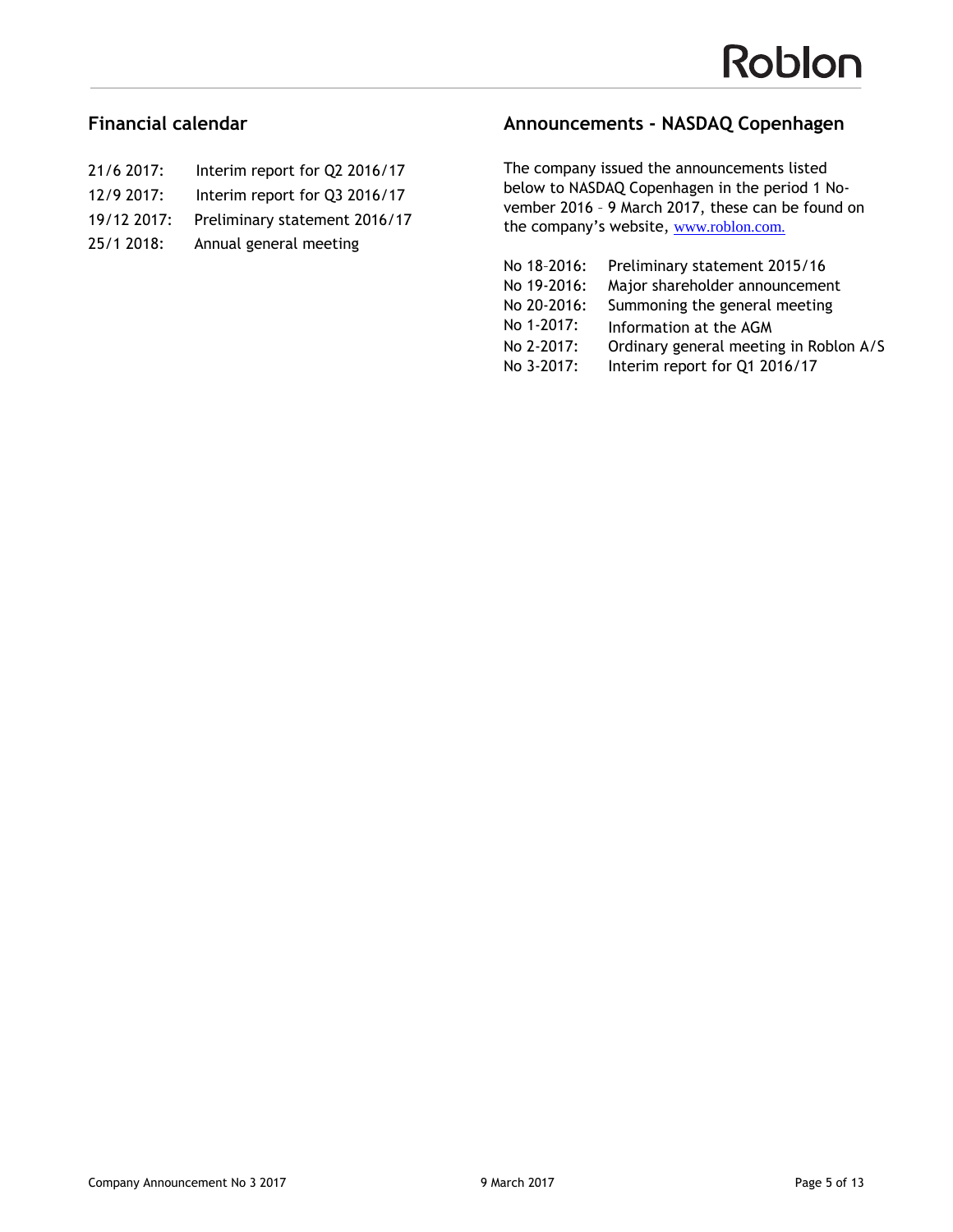## Financial calendar

| | |
|---|---|
| 21/6 2017: | Interim report for Q2 2016/17 |
| 12/9 2017: | Interim report for Q3 2016/17 |
| 19/12 2017: | Preliminary statement 2016/17 |
| 25/1 2018: | Annual general meeting |

## Announcements - NASDAQ Copenhagen

The company issued the announcements listed below to NASDAQ Copenhagen in the period 1 November 2016 – 9 March 2017, these can be found on the company's website, www.roblon.com.

| | |
|---|---|
| No 18–2016: | Preliminary statement 2015/16 |
| No 19-2016: | Major shareholder announcement |
| No 20-2016: | Summoning the general meeting |
| No 1-2017: | Information at the AGM |
| No 2-2017: | Ordinary general meeting in Roblon A/S |
| No 3-2017: | Interim report for Q1 2016/17 |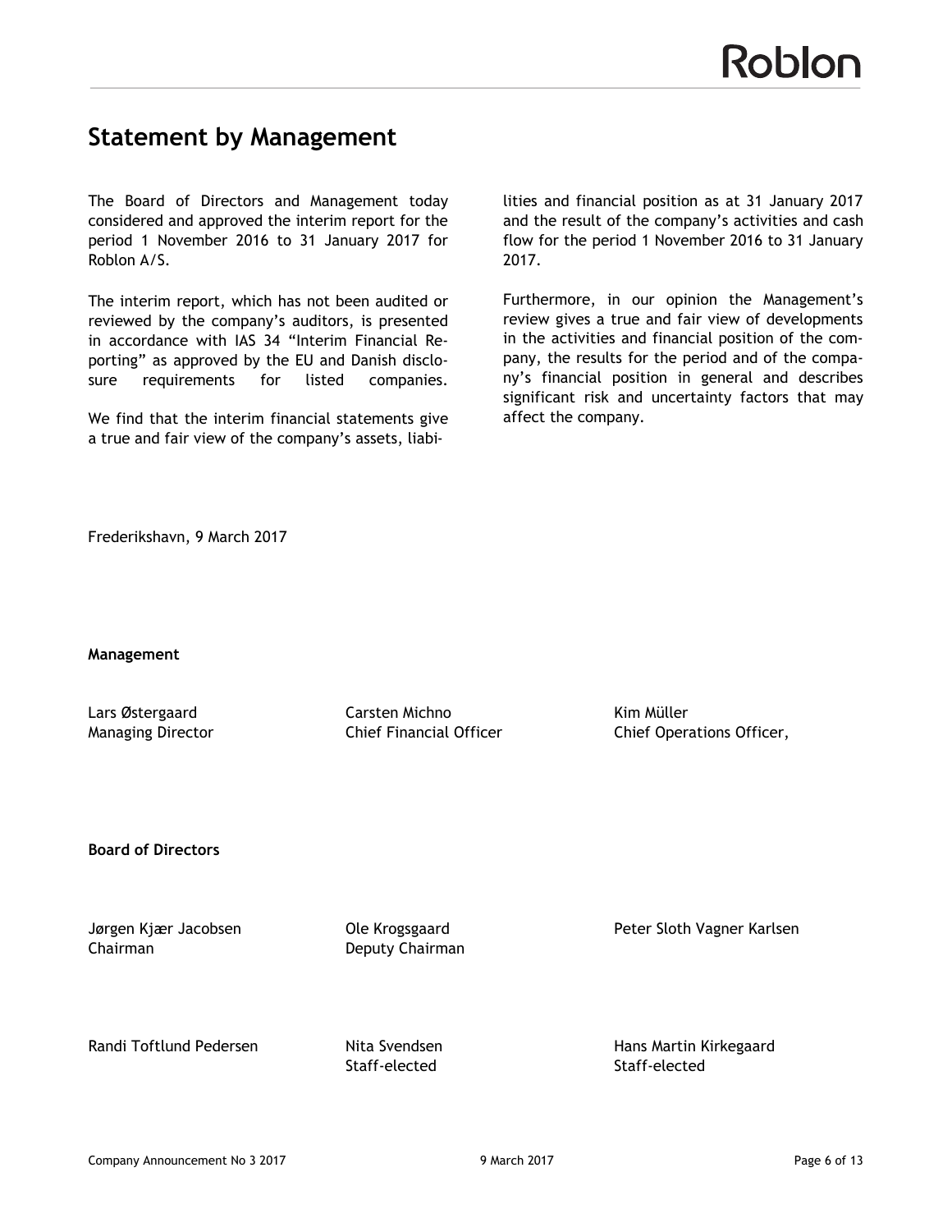# Statement by Management

The Board of Directors and Management today considered and approved the interim report for the period 1 November 2016 to 31 January 2017 for Roblon A/S.

The interim report, which has not been audited or reviewed by the company's auditors, is presented in accordance with IAS 34 "Interim Financial Reporting" as approved by the EU and Danish disclosure requirements for listed companies.

We find that the interim financial statements give a true and fair view of the company's assets, liabilities and financial position as at 31 January 2017 and the result of the company's activities and cash flow for the period 1 November 2016 to 31 January 2017.

Furthermore, in our opinion the Management's review gives a true and fair view of developments in the activities and financial position of the company, the results for the period and of the company's financial position in general and describes significant risk and uncertainty factors that may affect the company.

Frederikshavn, 9 March 2017

**Management**

| | | |
|---|---|---|
| Lars Østergaard<br>Managing Director | Carsten Michno<br>Chief Financial Officer | Kim Müller<br>Chief Operations Officer, |

**Board of Directors**

| | | |
|---|---|---|
| Jørgen Kjær Jacobsen<br>Chairman | Ole Krogsgaard<br>Deputy Chairman | Peter Sloth Vagner Karlsen |
| Randi Toftlund Pedersen | Nita Svendsen<br>Staff-elected | Hans Martin Kirkegaard<br>Staff-elected |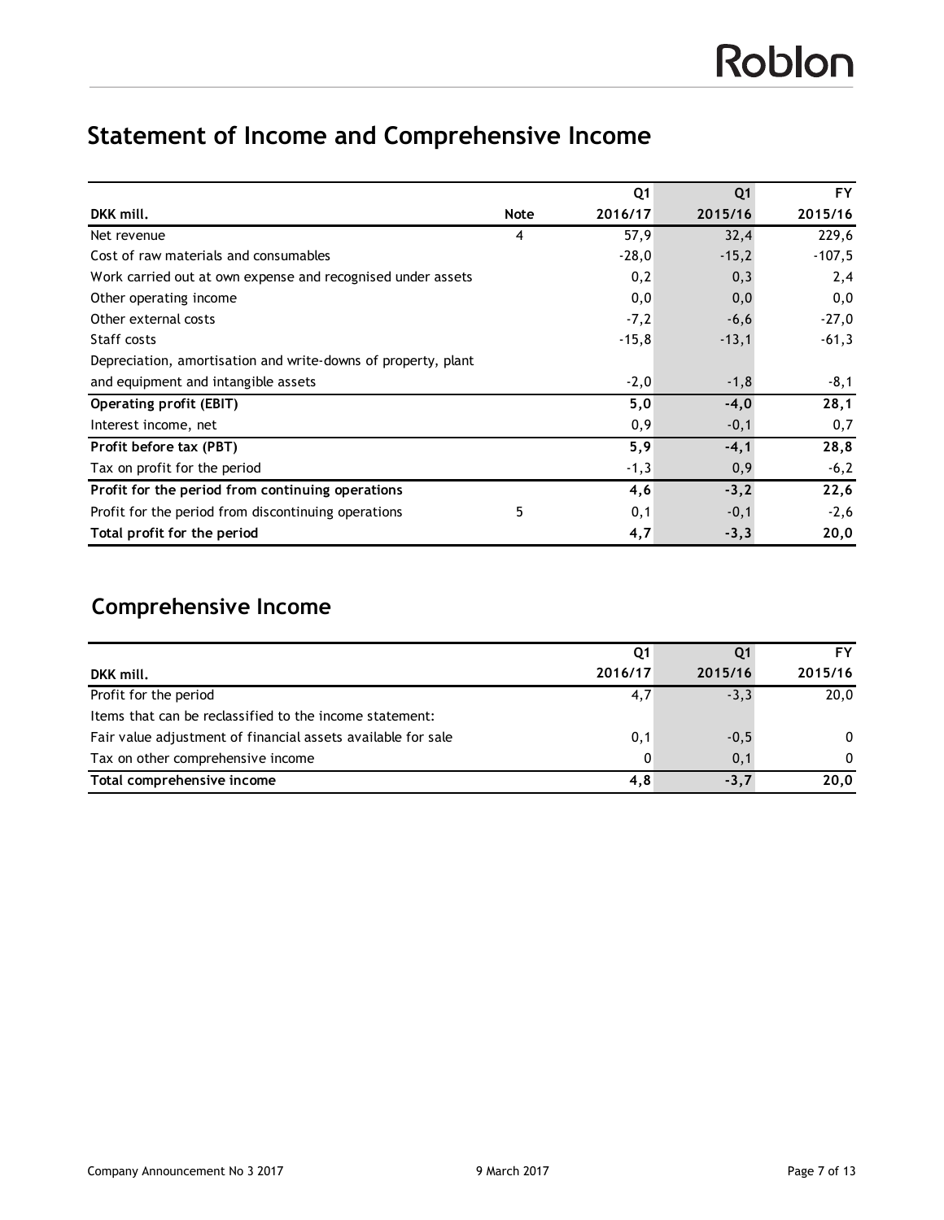# Statement of Income and Comprehensive Income

| DKK mill. | Note | Q1 2016/17 | Q1 2015/16 | FY 2015/16 |
|---|---|---|---|---|
| Net revenue | 4 | 57,9 | 32,4 | 229,6 |
| Cost of raw materials and consumables | | -28,0 | -15,2 | -107,5 |
| Work carried out at own expense and recognised under assets | | 0,2 | 0,3 | 2,4 |
| Other operating income | | 0,0 | 0,0 | 0,0 |
| Other external costs | | -7,2 | -6,6 | -27,0 |
| Staff costs | | -15,8 | -13,1 | -61,3 |
| Depreciation, amortisation and write-downs of property, plant and equipment and intangible assets | | -2,0 | -1,8 | -8,1 |
| **Operating profit (EBIT)** | | **5,0** | **-4,0** | **28,1** |
| Interest income, net | | 0,9 | -0,1 | 0,7 |
| **Profit before tax (PBT)** | | **5,9** | **-4,1** | **28,8** |
| Tax on profit for the period | | -1,3 | 0,9 | -6,2 |
| **Profit for the period from continuing operations** | | **4,6** | **-3,2** | **22,6** |
| Profit for the period from discontinuing operations | 5 | 0,1 | -0,1 | -2,6 |
| **Total profit for the period** | | **4,7** | **-3,3** | **20,0** |

## Comprehensive Income

| DKK mill. | Q1 2016/17 | Q1 2015/16 | FY 2015/16 |
|---|---|---|---|
| Profit for the period | 4,7 | -3,3 | 20,0 |
| Items that can be reclassified to the income statement: | | | |
| Fair value adjustment of financial assets available for sale | 0,1 | -0,5 | 0 |
| Tax on other comprehensive income | 0 | 0,1 | 0 |
| **Total comprehensive income** | **4,8** | **-3,7** | **20,0** |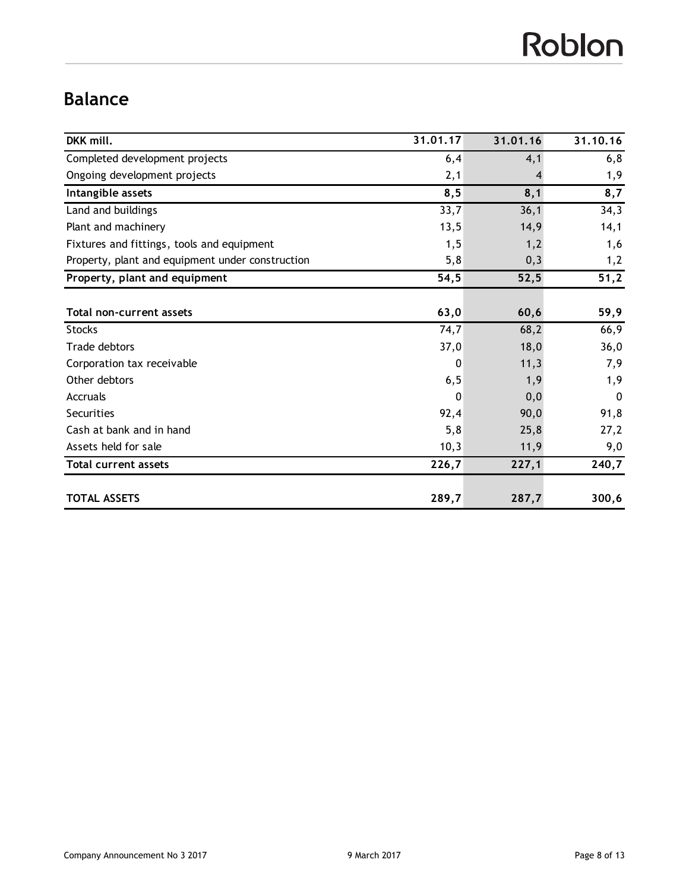## Balance

| DKK mill. | 31.01.17 | 31.01.16 | 31.10.16 |
|---|---|---|---|
| Completed development projects | 6,4 | 4,1 | 6,8 |
| Ongoing development projects | 2,1 | 4 | 1,9 |
| **Intangible assets** | **8,5** | **8,1** | **8,7** |
| Land and buildings | 33,7 | 36,1 | 34,3 |
| Plant and machinery | 13,5 | 14,9 | 14,1 |
| Fixtures and fittings, tools and equipment | 1,5 | 1,2 | 1,6 |
| Property, plant and equipment under construction | 5,8 | 0,3 | 1,2 |
| **Property, plant and equipment** | **54,5** | **52,5** | **51,2** |
| | | | |
| **Total non-current assets** | **63,0** | **60,6** | **59,9** |
| Stocks | 74,7 | 68,2 | 66,9 |
| Trade debtors | 37,0 | 18,0 | 36,0 |
| Corporation tax receivable | 0 | 11,3 | 7,9 |
| Other debtors | 6,5 | 1,9 | 1,9 |
| Accruals | 0 | 0,0 | 0 |
| Securities | 92,4 | 90,0 | 91,8 |
| Cash at bank and in hand | 5,8 | 25,8 | 27,2 |
| Assets held for sale | 10,3 | 11,9 | 9,0 |
| **Total current assets** | **226,7** | **227,1** | **240,7** |
| | | | |
| **TOTAL ASSETS** | **289,7** | **287,7** | **300,6** |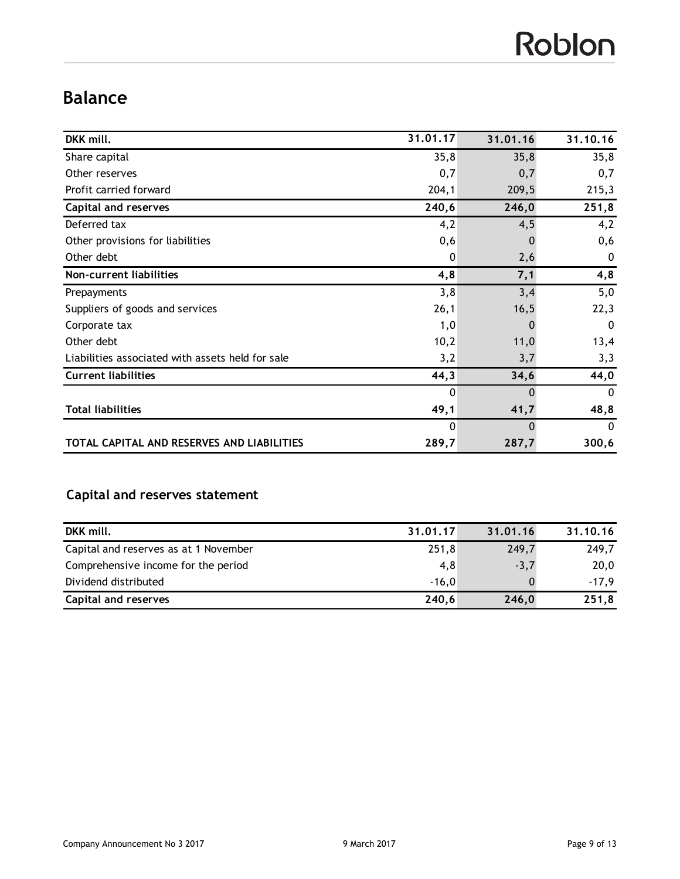# Balance

| DKK mill. | 31.01.17 | 31.01.16 | 31.10.16 |
|---|---|---|---|
| Share capital | 35,8 | 35,8 | 35,8 |
| Other reserves | 0,7 | 0,7 | 0,7 |
| Profit carried forward | 204,1 | 209,5 | 215,3 |
| **Capital and reserves** | **240,6** | **246,0** | **251,8** |
| Deferred tax | 4,2 | 4,5 | 4,2 |
| Other provisions for liabilities | 0,6 | 0 | 0,6 |
| Other debt | 0 | 2,6 | 0 |
| **Non-current liabilities** | **4,8** | **7,1** | **4,8** |
| Prepayments | 3,8 | 3,4 | 5,0 |
| Suppliers of goods and services | 26,1 | 16,5 | 22,3 |
| Corporate tax | 1,0 | 0 | 0 |
| Other debt | 10,2 | 11,0 | 13,4 |
| Liabilities associated with assets held for sale | 3,2 | 3,7 | 3,3 |
| **Current liabilities** | **44,3** | **34,6** | **44,0** |
| | 0 | 0 | 0 |
| **Total liabilities** | **49,1** | **41,7** | **48,8** |
| | 0 | 0 | 0 |
| **TOTAL CAPITAL AND RESERVES AND LIABILITIES** | **289,7** | **287,7** | **300,6** |

## Capital and reserves statement

| DKK mill. | 31.01.17 | 31.01.16 | 31.10.16 |
|---|---|---|---|
| Capital and reserves as at 1 November | 251,8 | 249,7 | 249,7 |
| Comprehensive income for the period | 4,8 | -3,7 | 20,0 |
| Dividend distributed | -16,0 | 0 | -17,9 |
| **Capital and reserves** | **240,6** | **246,0** | **251,8** |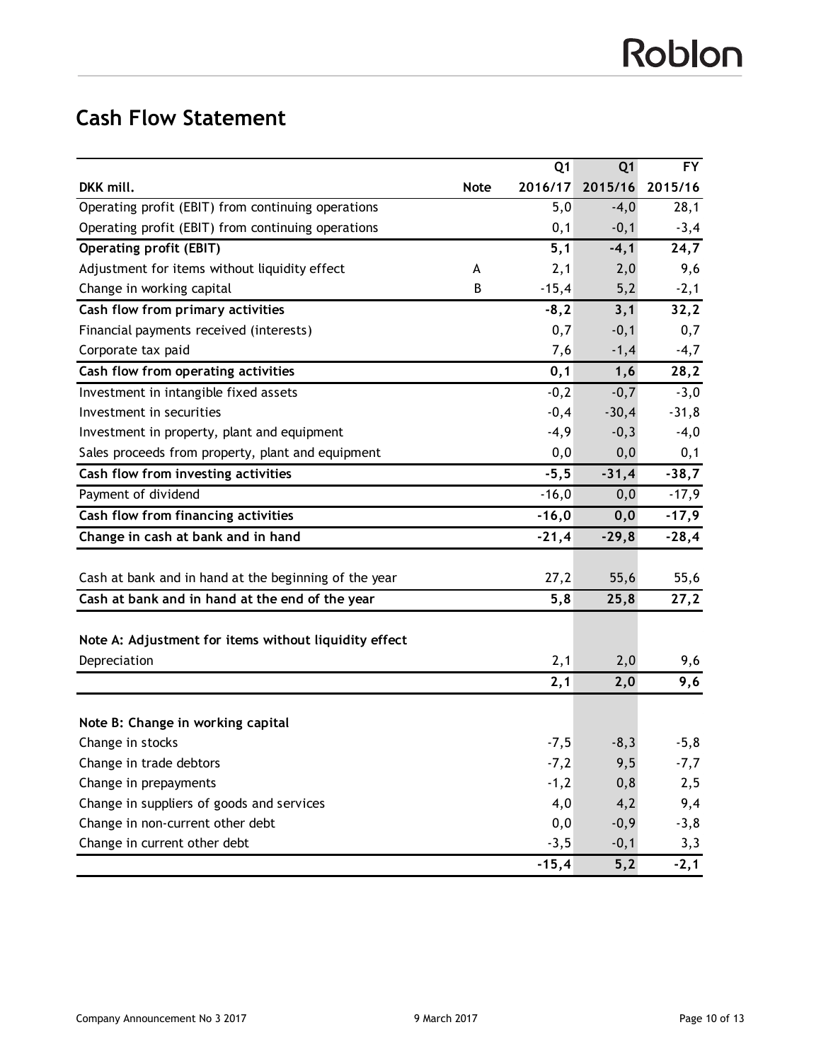## Cash Flow Statement

| DKK mill. | Note | Q1 2016/17 | Q1 2015/16 | FY 2015/16 |
|---|---|---|---|---|
| Operating profit (EBIT) from continuing operations | | 5,0 | -4,0 | 28,1 |
| Operating profit (EBIT) from continuing operations | | 0,1 | -0,1 | -3,4 |
| **Operating profit (EBIT)** | | **5,1** | **-4,1** | **24,7** |
| Adjustment for items without liquidity effect | A | 2,1 | 2,0 | 9,6 |
| Change in working capital | B | -15,4 | 5,2 | -2,1 |
| **Cash flow from primary activities** | | **-8,2** | **3,1** | **32,2** |
| Financial payments received (interests) | | 0,7 | -0,1 | 0,7 |
| Corporate tax paid | | 7,6 | -1,4 | -4,7 |
| **Cash flow from operating activities** | | **0,1** | **1,6** | **28,2** |
| Investment in intangible fixed assets | | -0,2 | -0,7 | -3,0 |
| Investment in securities | | -0,4 | -30,4 | -31,8 |
| Investment in property, plant and equipment | | -4,9 | -0,3 | -4,0 |
| Sales proceeds from property, plant and equipment | | 0,0 | 0,0 | 0,1 |
| **Cash flow from investing activities** | | **-5,5** | **-31,4** | **-38,7** |
| Payment of dividend | | -16,0 | 0,0 | -17,9 |
| **Cash flow from financing activities** | | **-16,0** | **0,0** | **-17,9** |
| **Change in cash at bank and in hand** | | **-21,4** | **-29,8** | **-28,4** |
| | | | | |
| Cash at bank and in hand at the beginning of the year | | 27,2 | 55,6 | 55,6 |
| **Cash at bank and in hand at the end of the year** | | **5,8** | **25,8** | **27,2** |
| | | | | |
| **Note A: Adjustment for items without liquidity effect** | | | | |
| Depreciation | | 2,1 | 2,0 | 9,6 |
| | | **2,1** | **2,0** | **9,6** |
| | | | | |
| **Note B: Change in working capital** | | | | |
| Change in stocks | | -7,5 | -8,3 | -5,8 |
| Change in trade debtors | | -7,2 | 9,5 | -7,7 |
| Change in prepayments | | -1,2 | 0,8 | 2,5 |
| Change in suppliers of goods and services | | 4,0 | 4,2 | 9,4 |
| Change in non-current other debt | | 0,0 | -0,9 | -3,8 |
| Change in current other debt | | -3,5 | -0,1 | 3,3 |
| | | **-15,4** | **5,2** | **-2,1** |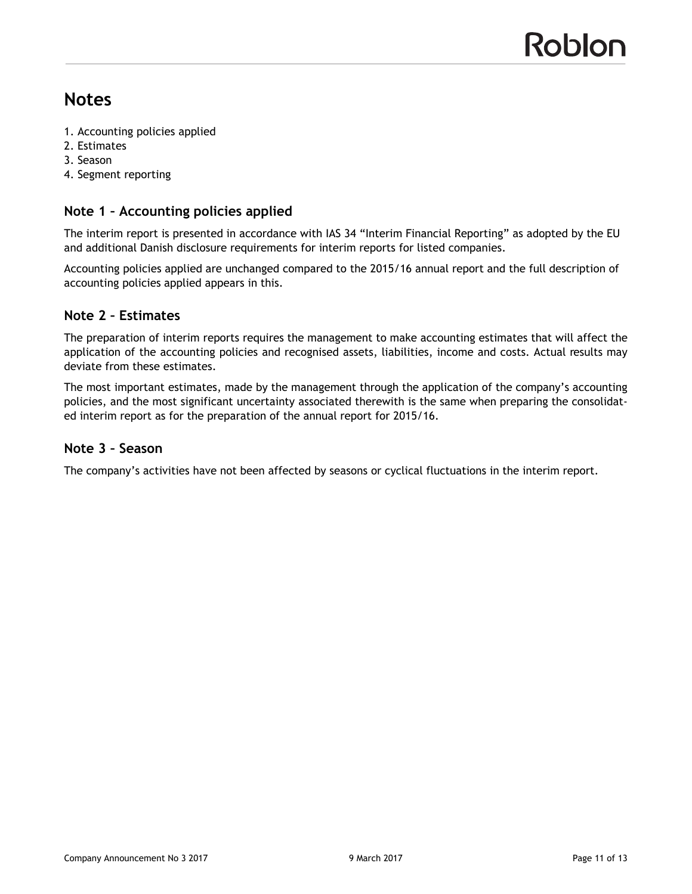# Notes

1. Accounting policies applied
2. Estimates
3. Season
4. Segment reporting

## Note 1 – Accounting policies applied

The interim report is presented in accordance with IAS 34 "Interim Financial Reporting" as adopted by the EU and additional Danish disclosure requirements for interim reports for listed companies.

Accounting policies applied are unchanged compared to the 2015/16 annual report and the full description of accounting policies applied appears in this.

## Note 2 – Estimates

The preparation of interim reports requires the management to make accounting estimates that will affect the application of the accounting policies and recognised assets, liabilities, income and costs. Actual results may deviate from these estimates.

The most important estimates, made by the management through the application of the company's accounting policies, and the most significant uncertainty associated therewith is the same when preparing the consolidated interim report as for the preparation of the annual report for 2015/16.

## Note 3 – Season

The company's activities have not been affected by seasons or cyclical fluctuations in the interim report.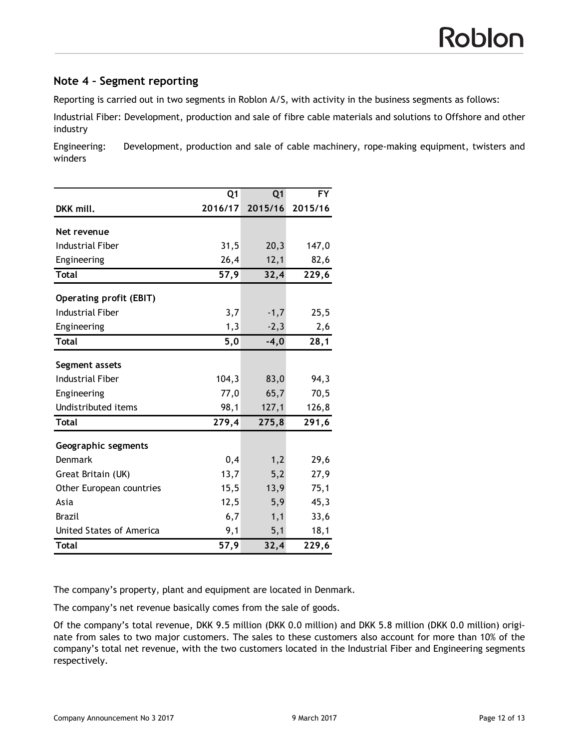## Note 4 – Segment reporting

Reporting is carried out in two segments in Roblon A/S, with activity in the business segments as follows:

Industrial Fiber: Development, production and sale of fibre cable materials and solutions to Offshore and other industry

Engineering: Development, production and sale of cable machinery, rope-making equipment, twisters and winders

| DKK mill. | Q1 2016/17 | Q1 2015/16 | FY 2015/16 |
|---|---|---|---|
| **Net revenue** | | | |
| Industrial Fiber | 31,5 | 20,3 | 147,0 |
| Engineering | 26,4 | 12,1 | 82,6 |
| **Total** | **57,9** | **32,4** | **229,6** |
| **Operating profit (EBIT)** | | | |
| Industrial Fiber | 3,7 | -1,7 | 25,5 |
| Engineering | 1,3 | -2,3 | 2,6 |
| **Total** | **5,0** | **-4,0** | **28,1** |
| **Segment assets** | | | |
| Industrial Fiber | 104,3 | 83,0 | 94,3 |
| Engineering | 77,0 | 65,7 | 70,5 |
| Undistributed items | 98,1 | 127,1 | 126,8 |
| **Total** | **279,4** | **275,8** | **291,6** |
| **Geographic segments** | | | |
| Denmark | 0,4 | 1,2 | 29,6 |
| Great Britain (UK) | 13,7 | 5,2 | 27,9 |
| Other European countries | 15,5 | 13,9 | 75,1 |
| Asia | 12,5 | 5,9 | 45,3 |
| Brazil | 6,7 | 1,1 | 33,6 |
| United States of America | 9,1 | 5,1 | 18,1 |
| **Total** | **57,9** | **32,4** | **229,6** |

The company's property, plant and equipment are located in Denmark.

The company's net revenue basically comes from the sale of goods.

Of the company's total revenue, DKK 9.5 million (DKK 0.0 million) and DKK 5.8 million (DKK 0.0 million) originate from sales to two major customers. The sales to these customers also account for more than 10% of the company's total net revenue, with the two customers located in the Industrial Fiber and Engineering segments respectively.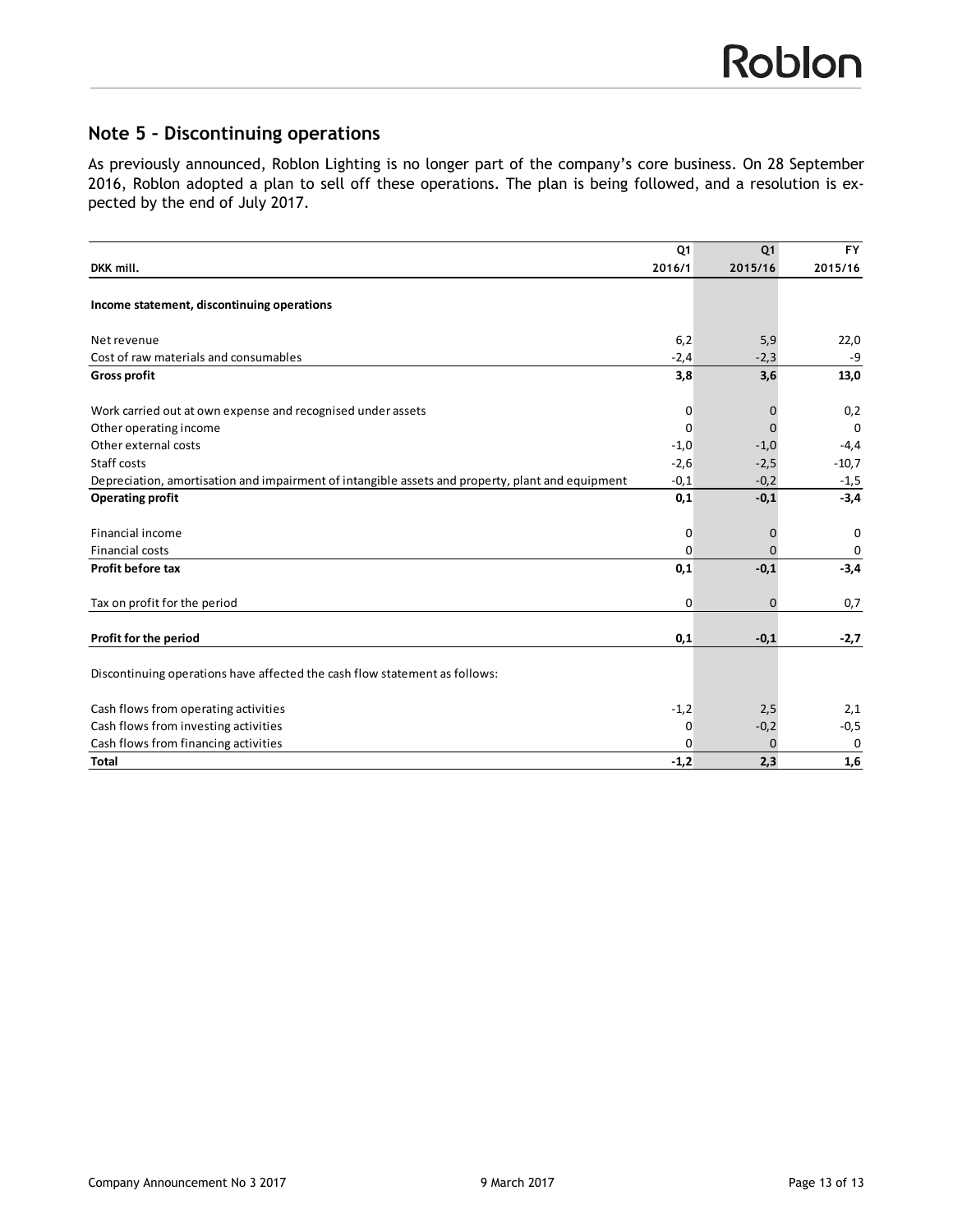## Note 5 – Discontinuing operations

As previously announced, Roblon Lighting is no longer part of the company's core business. On 28 September 2016, Roblon adopted a plan to sell off these operations. The plan is being followed, and a resolution is expected by the end of July 2017.

| DKK mill. | Q1 2016/1 | Q1 2015/16 | FY 2015/16 |
|---|---|---|---|
| **Income statement, discontinuing operations** | | | |
| Net revenue | 6,2 | 5,9 | 22,0 |
| Cost of raw materials and consumables | -2,4 | -2,3 | -9 |
| **Gross profit** | **3,8** | **3,6** | **13,0** |
| Work carried out at own expense and recognised under assets | 0 | 0 | 0,2 |
| Other operating income | 0 | 0 | 0 |
| Other external costs | -1,0 | -1,0 | -4,4 |
| Staff costs | -2,6 | -2,5 | -10,7 |
| Depreciation, amortisation and impairment of intangible assets and property, plant and equipment | -0,1 | -0,2 | -1,5 |
| **Operating profit** | **0,1** | **-0,1** | **-3,4** |
| Financial income | 0 | 0 | 0 |
| Financial costs | 0 | 0 | 0 |
| **Profit before tax** | **0,1** | **-0,1** | **-3,4** |
| Tax on profit for the period | 0 | 0 | 0,7 |
| **Profit for the period** | **0,1** | **-0,1** | **-2,7** |
| Discontinuing operations have affected the cash flow statement as follows: | | | |
| Cash flows from operating activities | -1,2 | 2,5 | 2,1 |
| Cash flows from investing activities | 0 | -0,2 | -0,5 |
| Cash flows from financing activities | 0 | 0 | 0 |
| **Total** | **-1,2** | **2,3** | **1,6** |